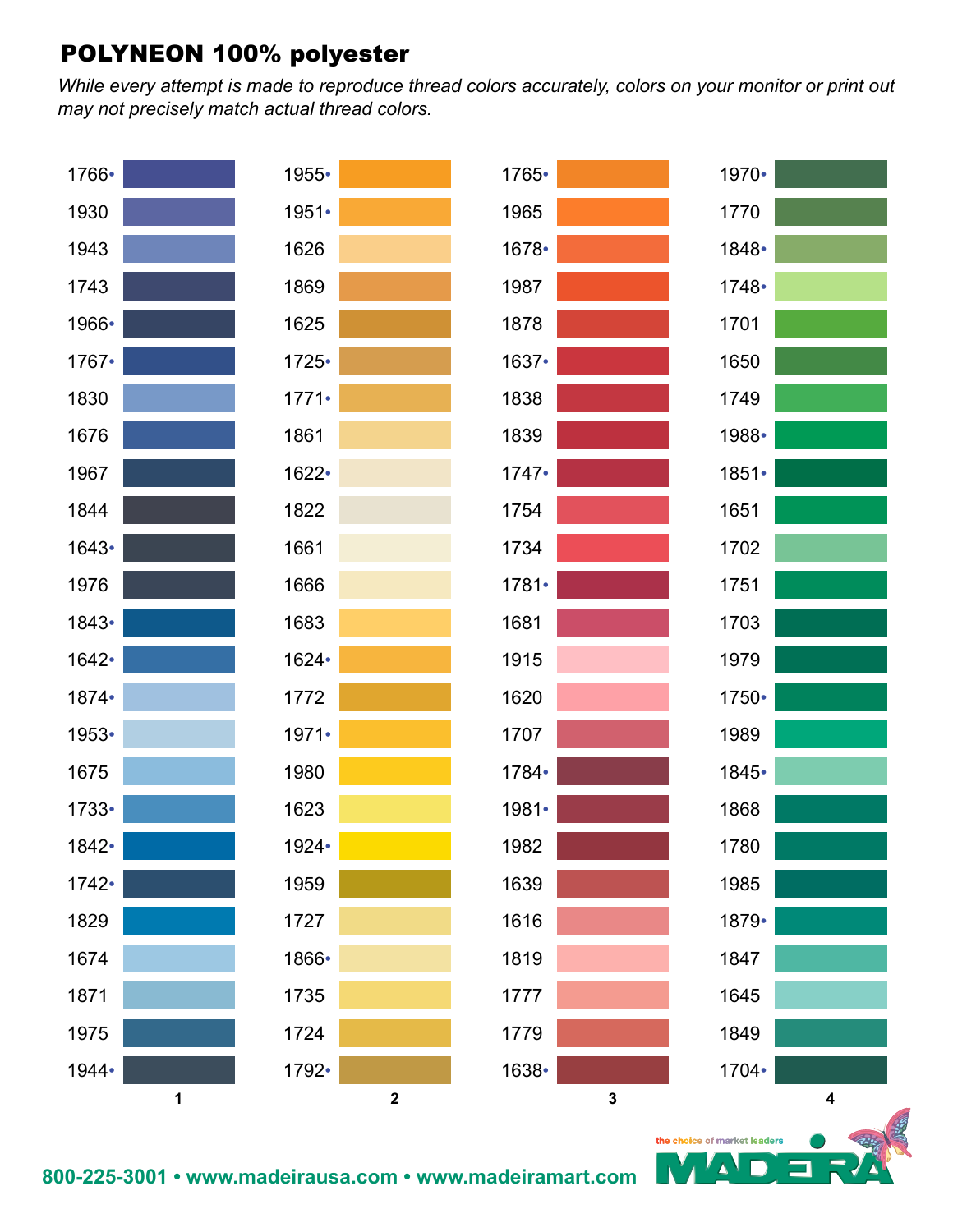## POLYNEON 100% polyester

*While every attempt is made to reproduce thread colors accurately, colors on your monitor or print out may not precisely match actual thread colors.*

| 1 | 2 | 3 | 4 |
|---|---|---|---|
| 1766• | 1955• | 1765• | 1970• |
| 1930 | 1951• | 1965 | 1770 |
| 1943 | 1626 | 1678• | 1848• |
| 1743 | 1869 | 1987 | 1748• |
| 1966• | 1625 | 1878 | 1701 |
| 1767• | 1725• | 1637• | 1650 |
| 1830 | 1771• | 1838 | 1749 |
| 1676 | 1861 | 1839 | 1988• |
| 1967 | 1622• | 1747• | 1851• |
| 1844 | 1822 | 1754 | 1651 |
| 1643• | 1661 | 1734 | 1702 |
| 1976 | 1666 | 1781• | 1751 |
| 1843• | 1683 | 1681 | 1703 |
| 1642• | 1624• | 1915 | 1979 |
| 1874• | 1772 | 1620 | 1750• |
| 1953• | 1971• | 1707 | 1989 |
| 1675 | 1980 | 1784• | 1845• |
| 1733• | 1623 | 1981• | 1868 |
| 1842• | 1924• | 1982 | 1780 |
| 1742• | 1959 | 1639 | 1985 |
| 1829 | 1727 | 1616 | 1879• |
| 1674 | 1866• | 1819 | 1847 |
| 1871 | 1735 | 1777 | 1645 |
| 1975 | 1724 | 1779 | 1849 |
| 1944• | 1792• | 1638• | 1704• |

the choice of market leaders

MADEIRA

800-225-3001 • www.madeirausa.com • www.madeiramart.com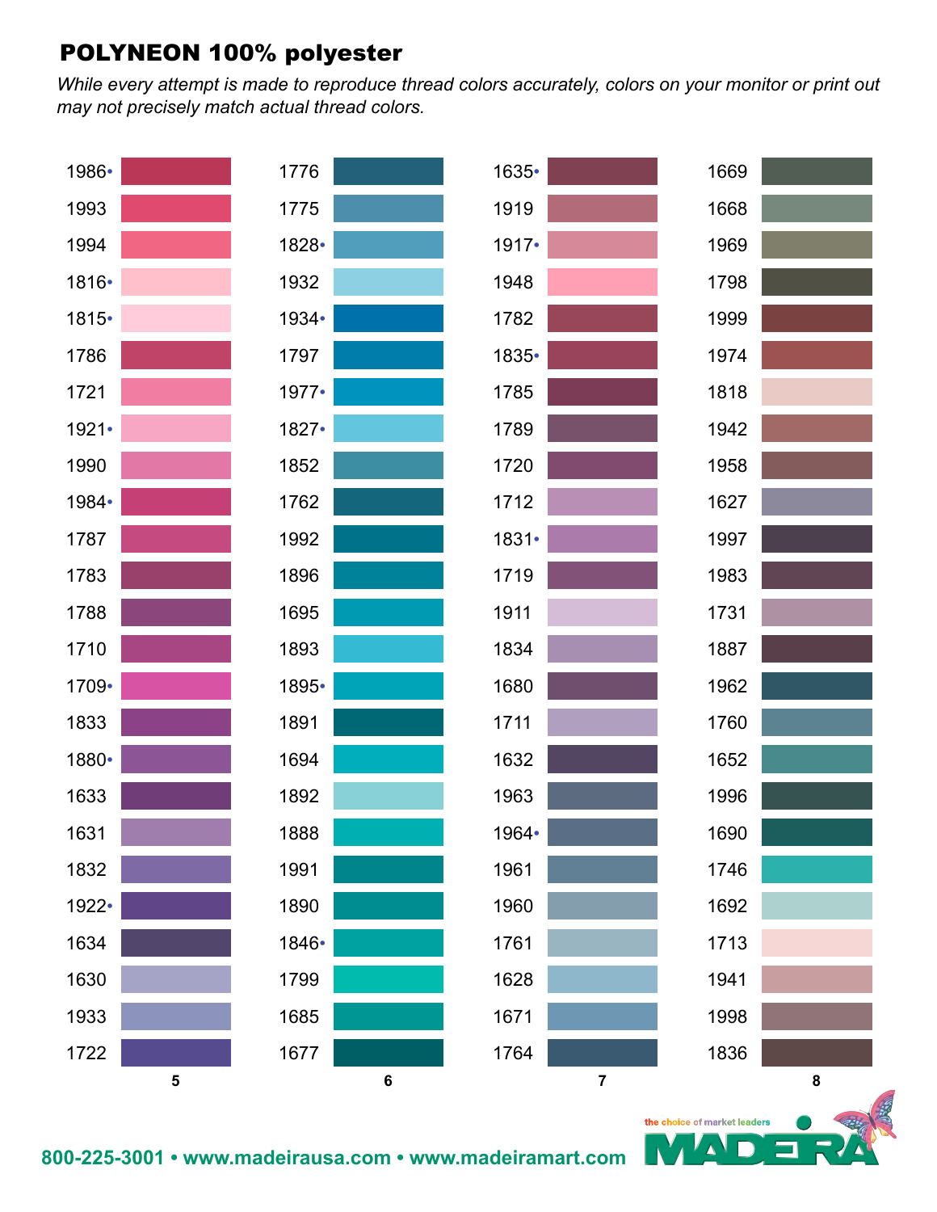## POLYNEON 100% polyester

*While every attempt is made to reproduce thread colors accurately, colors on your monitor or print out may not precisely match actual thread colors.*

| 5 | 6 | 7 | 8 |
|---|---|---|---|
| 1986• | 1776 | 1635• | 1669 |
| 1993 | 1775 | 1919 | 1668 |
| 1994 | 1828• | 1917• | 1969 |
| 1816• | 1932 | 1948 | 1798 |
| 1815• | 1934• | 1782 | 1999 |
| 1786 | 1797 | 1835• | 1974 |
| 1721 | 1977• | 1785 | 1818 |
| 1921• | 1827• | 1789 | 1942 |
| 1990 | 1852 | 1720 | 1958 |
| 1984• | 1762 | 1712 | 1627 |
| 1787 | 1992 | 1831• | 1997 |
| 1783 | 1896 | 1719 | 1983 |
| 1788 | 1695 | 1911 | 1731 |
| 1710 | 1893 | 1834 | 1887 |
| 1709• | 1895• | 1680 | 1962 |
| 1833 | 1891 | 1711 | 1760 |
| 1880• | 1694 | 1632 | 1652 |
| 1633 | 1892 | 1963 | 1996 |
| 1631 | 1888 | 1964• | 1690 |
| 1832 | 1991 | 1961 | 1746 |
| 1922• | 1890 | 1960 | 1692 |
| 1634 | 1846• | 1761 | 1713 |
| 1630 | 1799 | 1628 | 1941 |
| 1933 | 1685 | 1671 | 1998 |
| 1722 | 1677 | 1764 | 1836 |

800-225-3001 • www.madeirausa.com • www.madeiramart.com

the choice of market leaders MADEIRA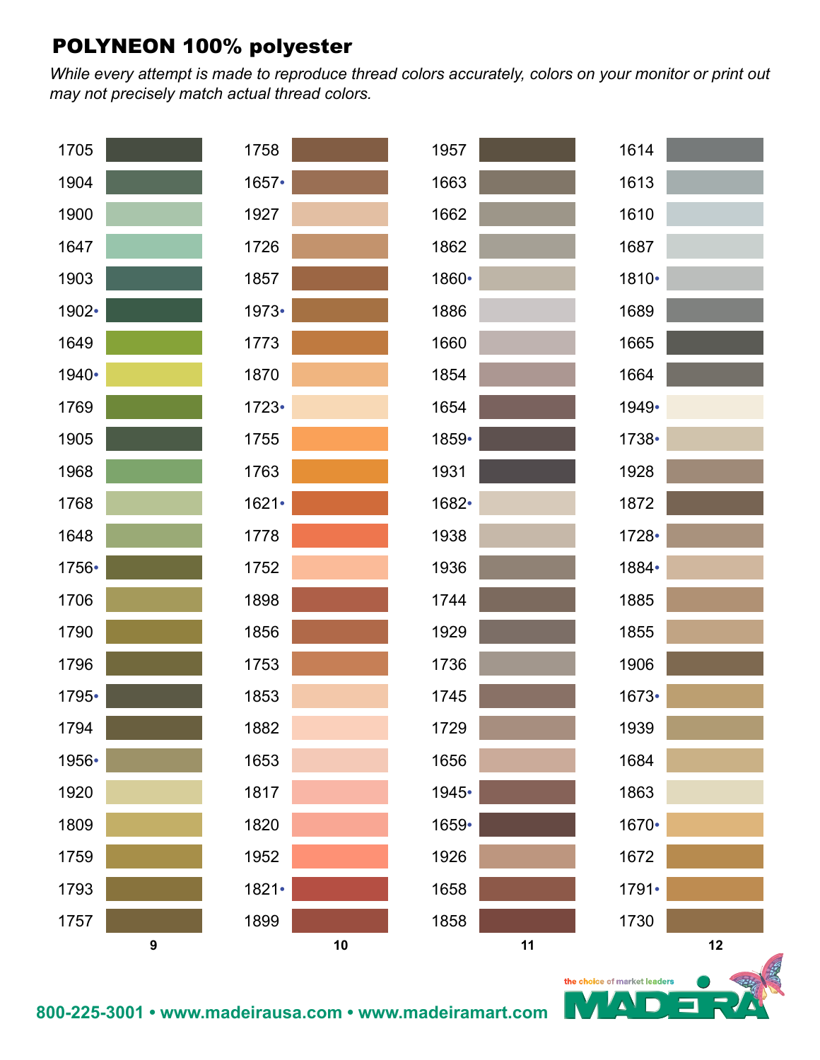## POLYNEON 100% polyester

*While every attempt is made to reproduce thread colors accurately, colors on your monitor or print out may not precisely match actual thread colors.*

| 9 | 10 | 11 | 12 |
|---|---|---|---|
| 1705 | 1758 | 1957 | 1614 |
| 1904 | 1657• | 1663 | 1613 |
| 1900 | 1927 | 1662 | 1610 |
| 1647 | 1726 | 1862 | 1687 |
| 1903 | 1857 | 1860• | 1810• |
| 1902• | 1973• | 1886 | 1689 |
| 1649 | 1773 | 1660 | 1665 |
| 1940• | 1870 | 1854 | 1664 |
| 1769 | 1723• | 1654 | 1949• |
| 1905 | 1755 | 1859• | 1738• |
| 1968 | 1763 | 1931 | 1928 |
| 1768 | 1621• | 1682• | 1872 |
| 1648 | 1778 | 1938 | 1728• |
| 1756• | 1752 | 1936 | 1884• |
| 1706 | 1898 | 1744 | 1885 |
| 1790 | 1856 | 1929 | 1855 |
| 1796 | 1753 | 1736 | 1906 |
| 1795• | 1853 | 1745 | 1673• |
| 1794 | 1882 | 1729 | 1939 |
| 1956• | 1653 | 1656 | 1684 |
| 1920 | 1817 | 1945• | 1863 |
| 1809 | 1820 | 1659• | 1670• |
| 1759 | 1952 | 1926 | 1672 |
| 1793 | 1821• | 1658 | 1791• |
| 1757 | 1899 | 1858 | 1730 |

**800-225-3001 • www.madeirausa.com • www.madeiramart.com**

the choice of market leaders MADEIRA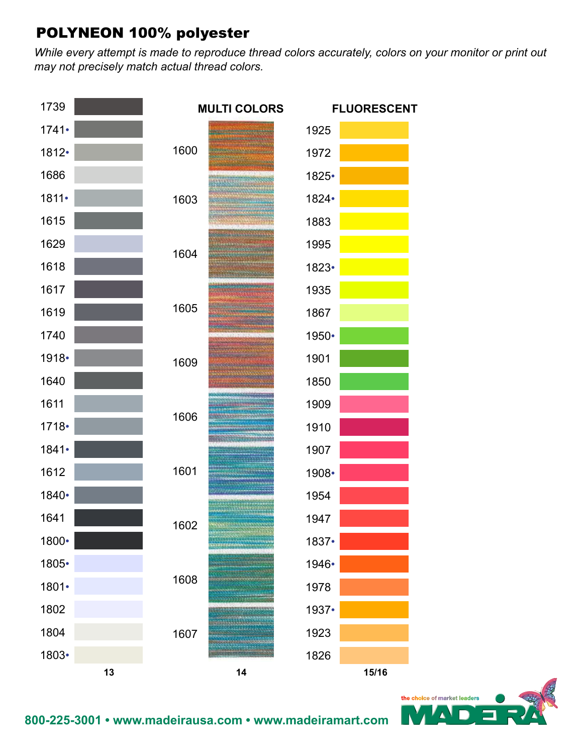# POLYNEON 100% polyester

*While every attempt is made to reproduce thread colors accurately, colors on your monitor or print out may not precisely match actual thread colors.*

| 13 |
|---|
| 1739 |
| 1741• |
| 1812• |
| 1686 |
| 1811• |
| 1615 |
| 1629 |
| 1618 |
| 1617 |
| 1619 |
| 1740 |
| 1918• |
| 1640 |
| 1611 |
| 1718• |
| 1841• |
| 1612 |
| 1840• |
| 1641 |
| 1800• |
| 1805• |
| 1801• |
| 1802 |
| 1804 |
| 1803• |

**MULTI COLORS**

| 14 |
|---|
| 1600 |
| 1603 |
| 1604 |
| 1605 |
| 1609 |
| 1606 |
| 1601 |
| 1602 |
| 1608 |
| 1607 |

**FLUORESCENT**

| 15/16 |
|---|
| 1925 |
| 1972 |
| 1825• |
| 1824• |
| 1883 |
| 1995 |
| 1823• |
| 1935 |
| 1867 |
| 1950• |
| 1901 |
| 1850 |
| 1909 |
| 1910 |
| 1907 |
| 1908• |
| 1954 |
| 1947 |
| 1837• |
| 1946• |
| 1978 |
| 1937• |
| 1923 |
| 1826 |

800-225-3001 • www.madeirausa.com • www.madeiramart.com

the choice of market leaders MADEIRA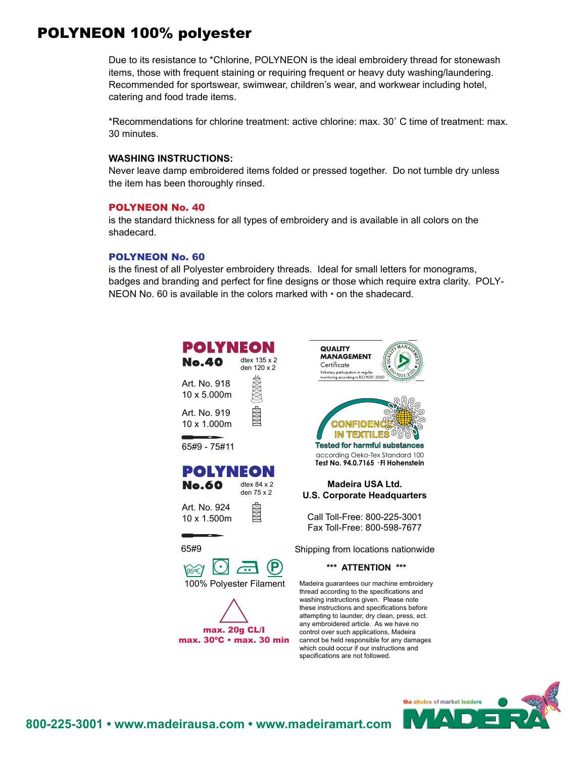# POLYNEON 100% polyester

Due to its resistance to *Chlorine, POLYNEON is the ideal embroidery thread for stonewash items, those with frequent staining or requiring frequent or heavy duty washing/laundering. Recommended for sportswear, swimwear, children's wear, and workwear including hotel, catering and food trade items.

*Recommendations for chlorine treatment: active chlorine: max. 30° C time of treatment: max. 30 minutes.

**WASHING INSTRUCTIONS:**
Never leave damp embroidered items folded or pressed together. Do not tumble dry unless the item has been thoroughly rinsed.

**POLYNEON No. 40**
is the standard thickness for all types of embroidery and is available in all colors on the shadecard.

**POLYNEON No. 60**
is the finest of all Polyester embroidery threads. Ideal for small letters for monograms, badges and branding and perfect for fine designs or those which require extra clarity. POLYNEON No. 60 is available in the colors marked with • on the shadecard.

**POLYNEON**
**No.40**
dtex 135 x 2
den 120 x 2

Art. No. 918
10 x 5.000m

Art. No. 919
10 x 1.000m

65#9 - 75#11

**POLYNEON**
**No.60**
dtex 84 x 2
den 75 x 2

Art. No. 924
10 x 1.500m

65#9

95°C

100% Polyester Filament

max. 20g CL/l
max. 30°C • max. 30 min

QUALITY MANAGEMENT Certificate
Voluntary participation in regular monitoring according to ISO 9001:2000

CONFIDENCE IN TEXTILES
Tested for harmful substances
according Oeko-Tex Standard 100
Test No. 94.0.7165 · FI Hohenstein

**Madeira USA Ltd.**
**U.S. Corporate Headquarters**

Call Toll-Free: 800-225-3001
Fax Toll-Free: 800-598-7677

Shipping from locations nationwide

**\*\*\* ATTENTION \*\*\***

Madeira guarantees our machine embroidery thread according to the specifications and washing instructions given. Please note these instructions and specifications before attempting to launder, dry clean, press, ect. any embroidered article. As we have no control over such applications, Madeira cannot be held responsible for any damages which could occur if our instructions and specifications are not followed.

**800-225-3001 • www.madeirausa.com • www.madeiramart.com**

the choice of market leaders
MADEIRA